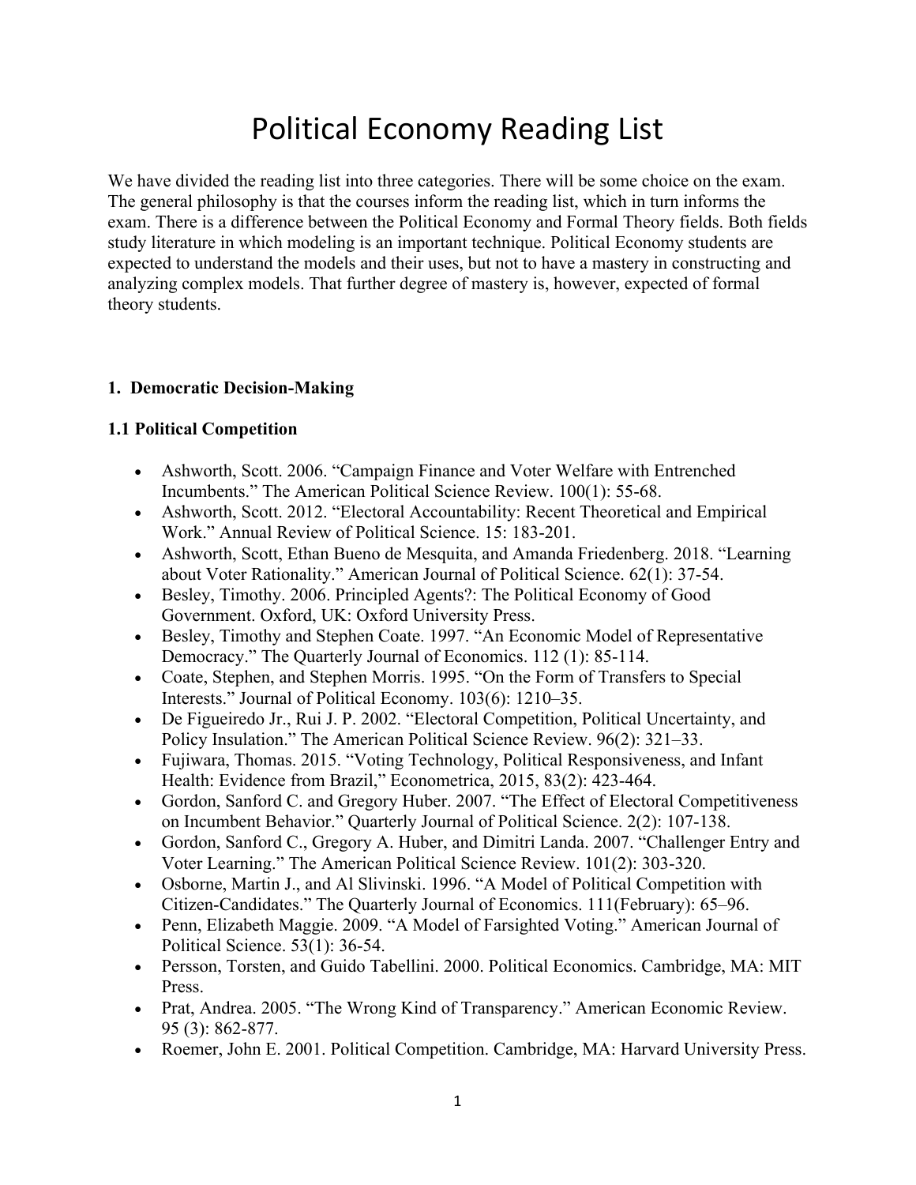# Political Economy Reading List

We have divided the reading list into three categories. There will be some choice on the exam. The general philosophy is that the courses inform the reading list, which in turn informs the exam. There is a difference between the Political Economy and Formal Theory fields. Both fields study literature in which modeling is an important technique. Political Economy students are expected to understand the models and their uses, but not to have a mastery in constructing and analyzing complex models. That further degree of mastery is, however, expected of formal theory students.

## 1. Democratic Decision-Making

### 1.1 Political Competition

- Ashworth, Scott. 2006. "Campaign Finance and Voter Welfare with Entrenched Incumbents." The American Political Science Review. 100(1): 55-68.
- Ashworth, Scott. 2012. "Electoral Accountability: Recent Theoretical and Empirical Work." Annual Review of Political Science. 15: 183-201.
- Ashworth, Scott, Ethan Bueno de Mesquita, and Amanda Friedenberg. 2018. "Learning about Voter Rationality." American Journal of Political Science. 62(1): 37-54.
- Besley, Timothy. 2006. Principled Agents?: The Political Economy of Good Government. Oxford, UK: Oxford University Press.
- Besley, Timothy and Stephen Coate. 1997. "An Economic Model of Representative Democracy." The Quarterly Journal of Economics. 112 (1): 85-114.
- Coate, Stephen, and Stephen Morris. 1995. "On the Form of Transfers to Special Interests." Journal of Political Economy. 103(6): 1210–35.
- De Figueiredo Jr., Rui J. P. 2002. "Electoral Competition, Political Uncertainty, and Policy Insulation." The American Political Science Review. 96(2): 321–33.
- Fujiwara, Thomas. 2015. "Voting Technology, Political Responsiveness, and Infant Health: Evidence from Brazil," Econometrica, 2015, 83(2): 423-464.
- Gordon, Sanford C. and Gregory Huber. 2007. "The Effect of Electoral Competitiveness on Incumbent Behavior." Quarterly Journal of Political Science. 2(2): 107-138.
- Gordon, Sanford C., Gregory A. Huber, and Dimitri Landa. 2007. "Challenger Entry and Voter Learning." The American Political Science Review. 101(2): 303-320.
- Osborne, Martin J., and Al Slivinski. 1996. "A Model of Political Competition with Citizen-Candidates." The Quarterly Journal of Economics. 111(February): 65–96.
- Penn, Elizabeth Maggie. 2009. "A Model of Farsighted Voting." American Journal of Political Science. 53(1): 36-54.
- Persson, Torsten, and Guido Tabellini. 2000. Political Economics. Cambridge, MA: MIT Press.
- Prat, Andrea. 2005. "The Wrong Kind of Transparency." American Economic Review. 95 (3): 862-877.
- Roemer, John E. 2001. Political Competition. Cambridge, MA: Harvard University Press.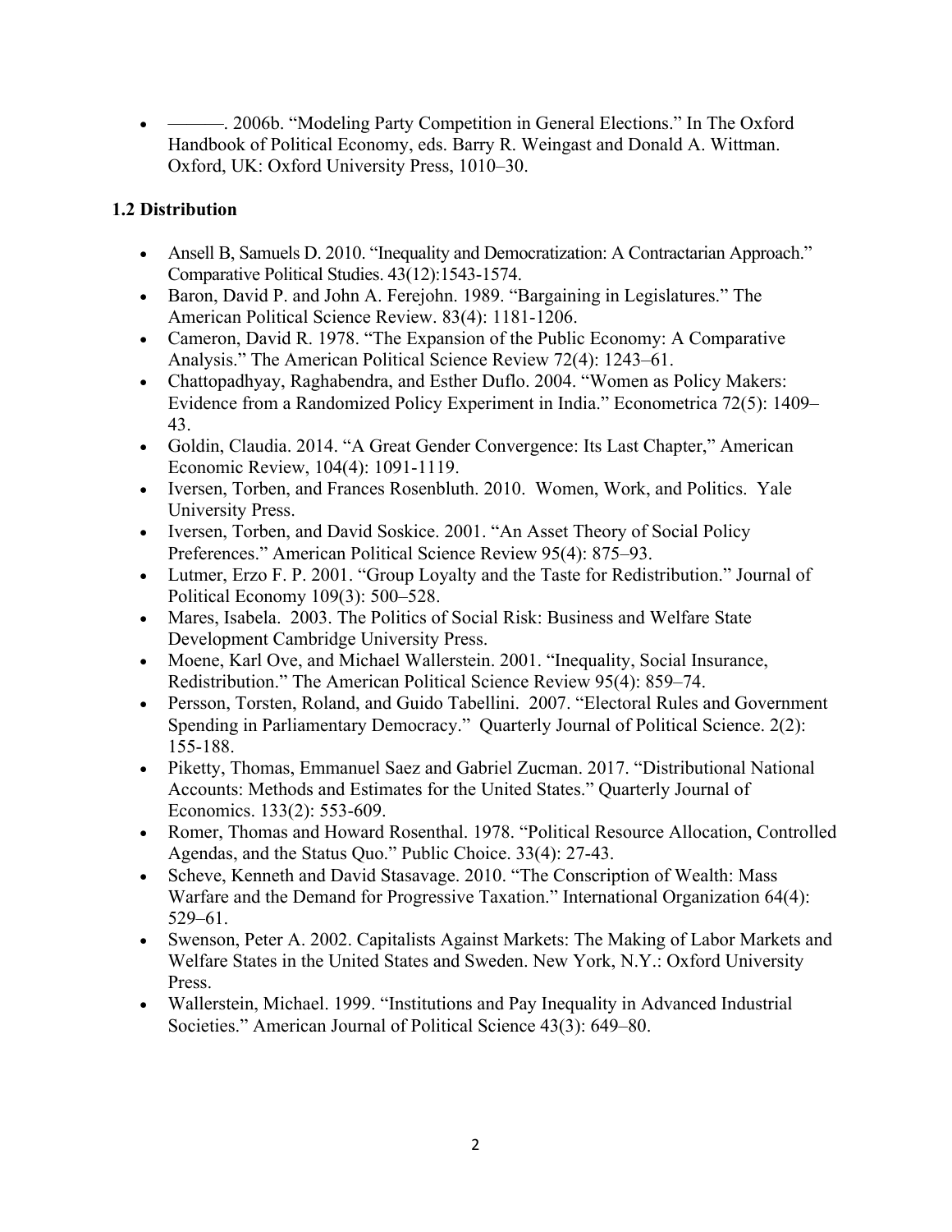- ———. 2006b. “Modeling Party Competition in General Elections.” In The Oxford Handbook of Political Economy, eds. Barry R. Weingast and Donald A. Wittman. Oxford, UK: Oxford University Press, 1010–30.

**1.2 Distribution**

- Ansell B, Samuels D. 2010. “Inequality and Democratization: A Contractarian Approach.” Comparative Political Studies. 43(12):1543-1574.
- Baron, David P. and John A. Ferejohn. 1989. “Bargaining in Legislatures.” The American Political Science Review. 83(4): 1181-1206.
- Cameron, David R. 1978. “The Expansion of the Public Economy: A Comparative Analysis.” The American Political Science Review 72(4): 1243–61.
- Chattopadhyay, Raghabendra, and Esther Duflo. 2004. “Women as Policy Makers: Evidence from a Randomized Policy Experiment in India.” Econometrica 72(5): 1409–43.
- Goldin, Claudia. 2014. “A Great Gender Convergence: Its Last Chapter,” American Economic Review, 104(4): 1091-1119.
- Iversen, Torben, and Frances Rosenbluth. 2010. Women, Work, and Politics. Yale University Press.
- Iversen, Torben, and David Soskice. 2001. “An Asset Theory of Social Policy Preferences.” American Political Science Review 95(4): 875–93.
- Lutmer, Erzo F. P. 2001. “Group Loyalty and the Taste for Redistribution.” Journal of Political Economy 109(3): 500–528.
- Mares, Isabela. 2003. The Politics of Social Risk: Business and Welfare State Development Cambridge University Press.
- Moene, Karl Ove, and Michael Wallerstein. 2001. “Inequality, Social Insurance, Redistribution.” The American Political Science Review 95(4): 859–74.
- Persson, Torsten, Roland, and Guido Tabellini. 2007. “Electoral Rules and Government Spending in Parliamentary Democracy.” Quarterly Journal of Political Science. 2(2): 155-188.
- Piketty, Thomas, Emmanuel Saez and Gabriel Zucman. 2017. “Distributional National Accounts: Methods and Estimates for the United States.” Quarterly Journal of Economics. 133(2): 553-609.
- Romer, Thomas and Howard Rosenthal. 1978. “Political Resource Allocation, Controlled Agendas, and the Status Quo.” Public Choice. 33(4): 27-43.
- Scheve, Kenneth and David Stasavage. 2010. “The Conscription of Wealth: Mass Warfare and the Demand for Progressive Taxation.” International Organization 64(4): 529–61.
- Swenson, Peter A. 2002. Capitalists Against Markets: The Making of Labor Markets and Welfare States in the United States and Sweden. New York, N.Y.: Oxford University Press.
- Wallerstein, Michael. 1999. “Institutions and Pay Inequality in Advanced Industrial Societies.” American Journal of Political Science 43(3): 649–80.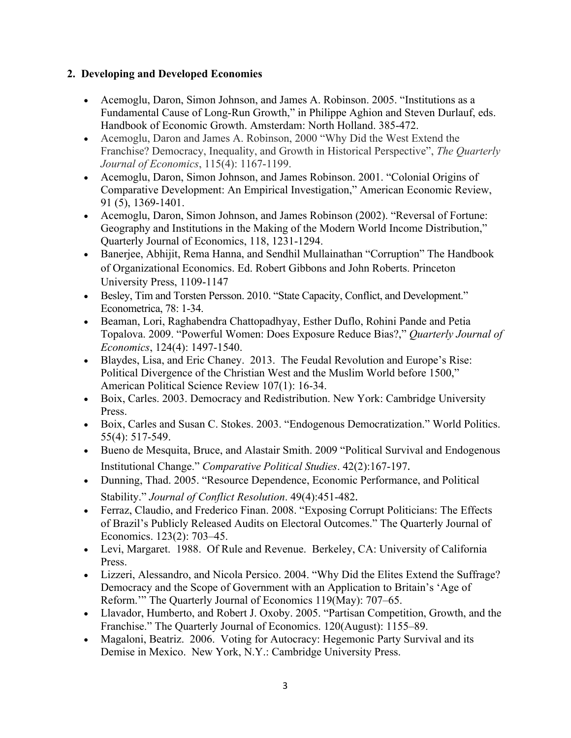## 2. Developing and Developed Economies

- Acemoglu, Daron, Simon Johnson, and James A. Robinson. 2005. "Institutions as a Fundamental Cause of Long-Run Growth," in Philippe Aghion and Steven Durlauf, eds. Handbook of Economic Growth. Amsterdam: North Holland. 385-472.
- Acemoglu, Daron and James A. Robinson, 2000 "Why Did the West Extend the Franchise? Democracy, Inequality, and Growth in Historical Perspective", *The Quarterly Journal of Economics*, 115(4): 1167-1199.
- Acemoglu, Daron, Simon Johnson, and James Robinson. 2001. "Colonial Origins of Comparative Development: An Empirical Investigation," American Economic Review, 91 (5), 1369-1401.
- Acemoglu, Daron, Simon Johnson, and James Robinson (2002). "Reversal of Fortune: Geography and Institutions in the Making of the Modern World Income Distribution," Quarterly Journal of Economics, 118, 1231-1294.
- Banerjee, Abhijit, Rema Hanna, and Sendhil Mullainathan "Corruption" The Handbook of Organizational Economics. Ed. Robert Gibbons and John Roberts. Princeton University Press, 1109-1147
- Besley, Tim and Torsten Persson. 2010. "State Capacity, Conflict, and Development." Econometrica, 78: 1-34.
- Beaman, Lori, Raghabendra Chattopadhyay, Esther Duflo, Rohini Pande and Petia Topalova. 2009. "Powerful Women: Does Exposure Reduce Bias?," *Quarterly Journal of Economics*, 124(4): 1497-1540.
- Blaydes, Lisa, and Eric Chaney. 2013. The Feudal Revolution and Europe's Rise: Political Divergence of the Christian West and the Muslim World before 1500," American Political Science Review 107(1): 16-34.
- Boix, Carles. 2003. Democracy and Redistribution. New York: Cambridge University Press.
- Boix, Carles and Susan C. Stokes. 2003. "Endogenous Democratization." World Politics. 55(4): 517-549.
- Bueno de Mesquita, Bruce, and Alastair Smith. 2009 "Political Survival and Endogenous Institutional Change." *Comparative Political Studies*. 42(2):167-197.
- Dunning, Thad. 2005. "Resource Dependence, Economic Performance, and Political Stability." *Journal of Conflict Resolution*. 49(4):451-482.
- Ferraz, Claudio, and Frederico Finan. 2008. "Exposing Corrupt Politicians: The Effects of Brazil's Publicly Released Audits on Electoral Outcomes." The Quarterly Journal of Economics. 123(2): 703–45.
- Levi, Margaret. 1988. Of Rule and Revenue. Berkeley, CA: University of California Press.
- Lizzeri, Alessandro, and Nicola Persico. 2004. "Why Did the Elites Extend the Suffrage? Democracy and the Scope of Government with an Application to Britain's 'Age of Reform.'" The Quarterly Journal of Economics 119(May): 707–65.
- Llavador, Humberto, and Robert J. Oxoby. 2005. "Partisan Competition, Growth, and the Franchise." The Quarterly Journal of Economics. 120(August): 1155–89.
- Magaloni, Beatriz. 2006. Voting for Autocracy: Hegemonic Party Survival and its Demise in Mexico. New York, N.Y.: Cambridge University Press.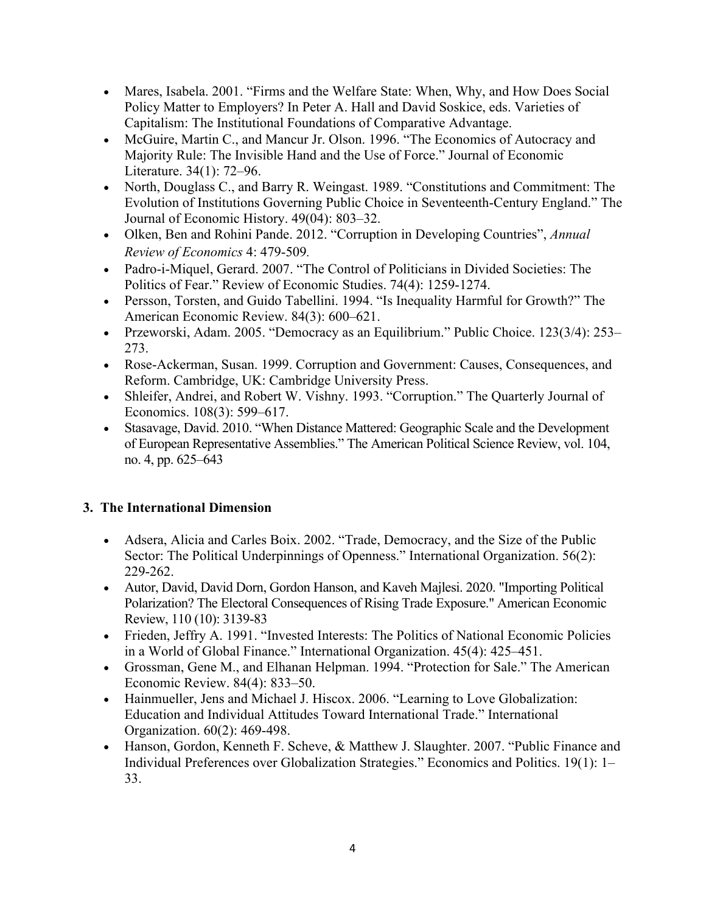- Mares, Isabela. 2001. "Firms and the Welfare State: When, Why, and How Does Social Policy Matter to Employers? In Peter A. Hall and David Soskice, eds. Varieties of Capitalism: The Institutional Foundations of Comparative Advantage.
- McGuire, Martin C., and Mancur Jr. Olson. 1996. "The Economics of Autocracy and Majority Rule: The Invisible Hand and the Use of Force." Journal of Economic Literature. 34(1): 72–96.
- North, Douglass C., and Barry R. Weingast. 1989. "Constitutions and Commitment: The Evolution of Institutions Governing Public Choice in Seventeenth-Century England." The Journal of Economic History. 49(04): 803–32.
- Olken, Ben and Rohini Pande. 2012. "Corruption in Developing Countries", *Annual Review of Economics* 4: 479-509.
- Padro-i-Miquel, Gerard. 2007. "The Control of Politicians in Divided Societies: The Politics of Fear." Review of Economic Studies. 74(4): 1259-1274.
- Persson, Torsten, and Guido Tabellini. 1994. "Is Inequality Harmful for Growth?" The American Economic Review. 84(3): 600–621.
- Przeworski, Adam. 2005. "Democracy as an Equilibrium." Public Choice. 123(3/4): 253–273.
- Rose-Ackerman, Susan. 1999. Corruption and Government: Causes, Consequences, and Reform. Cambridge, UK: Cambridge University Press.
- Shleifer, Andrei, and Robert W. Vishny. 1993. "Corruption." The Quarterly Journal of Economics. 108(3): 599–617.
- Stasavage, David. 2010. "When Distance Mattered: Geographic Scale and the Development of European Representative Assemblies." The American Political Science Review, vol. 104, no. 4, pp. 625–643

## 3. The International Dimension

- Adsera, Alicia and Carles Boix. 2002. "Trade, Democracy, and the Size of the Public Sector: The Political Underpinnings of Openness." International Organization. 56(2): 229-262.
- Autor, David, David Dorn, Gordon Hanson, and Kaveh Majlesi. 2020. "Importing Political Polarization? The Electoral Consequences of Rising Trade Exposure." American Economic Review, 110 (10): 3139-83
- Frieden, Jeffry A. 1991. "Invested Interests: The Politics of National Economic Policies in a World of Global Finance." International Organization. 45(4): 425–451.
- Grossman, Gene M., and Elhanan Helpman. 1994. "Protection for Sale." The American Economic Review. 84(4): 833–50.
- Hainmueller, Jens and Michael J. Hiscox. 2006. "Learning to Love Globalization: Education and Individual Attitudes Toward International Trade." International Organization. 60(2): 469-498.
- Hanson, Gordon, Kenneth F. Scheve, & Matthew J. Slaughter. 2007. "Public Finance and Individual Preferences over Globalization Strategies." Economics and Politics. 19(1): 1–33.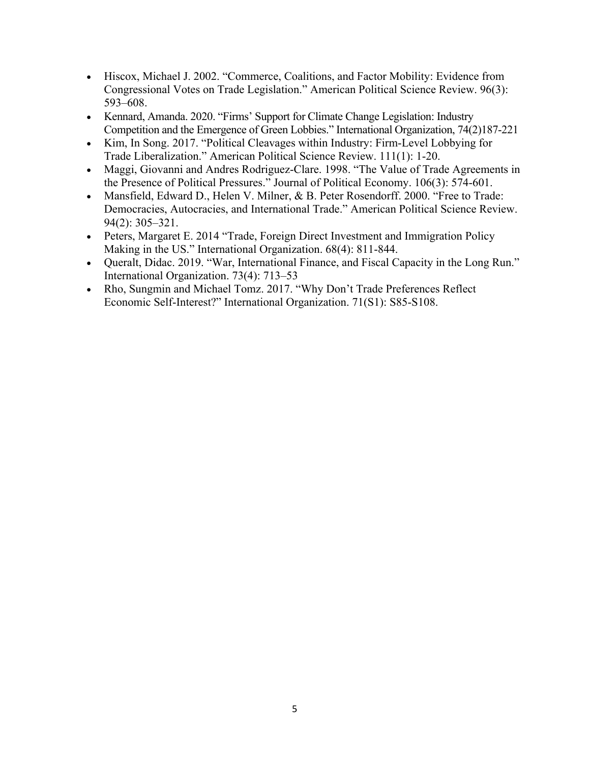- Hiscox, Michael J. 2002. "Commerce, Coalitions, and Factor Mobility: Evidence from Congressional Votes on Trade Legislation." American Political Science Review. 96(3): 593–608.
- Kennard, Amanda. 2020. "Firms' Support for Climate Change Legislation: Industry Competition and the Emergence of Green Lobbies." International Organization, 74(2)187-221
- Kim, In Song. 2017. "Political Cleavages within Industry: Firm-Level Lobbying for Trade Liberalization." American Political Science Review. 111(1): 1-20.
- Maggi, Giovanni and Andres Rodriguez-Clare. 1998. "The Value of Trade Agreements in the Presence of Political Pressures." Journal of Political Economy. 106(3): 574-601.
- Mansfield, Edward D., Helen V. Milner, & B. Peter Rosendorff. 2000. "Free to Trade: Democracies, Autocracies, and International Trade." American Political Science Review. 94(2): 305–321.
- Peters, Margaret E. 2014 "Trade, Foreign Direct Investment and Immigration Policy Making in the US." International Organization. 68(4): 811-844.
- Queralt, Didac. 2019. "War, International Finance, and Fiscal Capacity in the Long Run." International Organization. 73(4): 713–53
- Rho, Sungmin and Michael Tomz. 2017. "Why Don't Trade Preferences Reflect Economic Self-Interest?" International Organization. 71(S1): S85-S108.